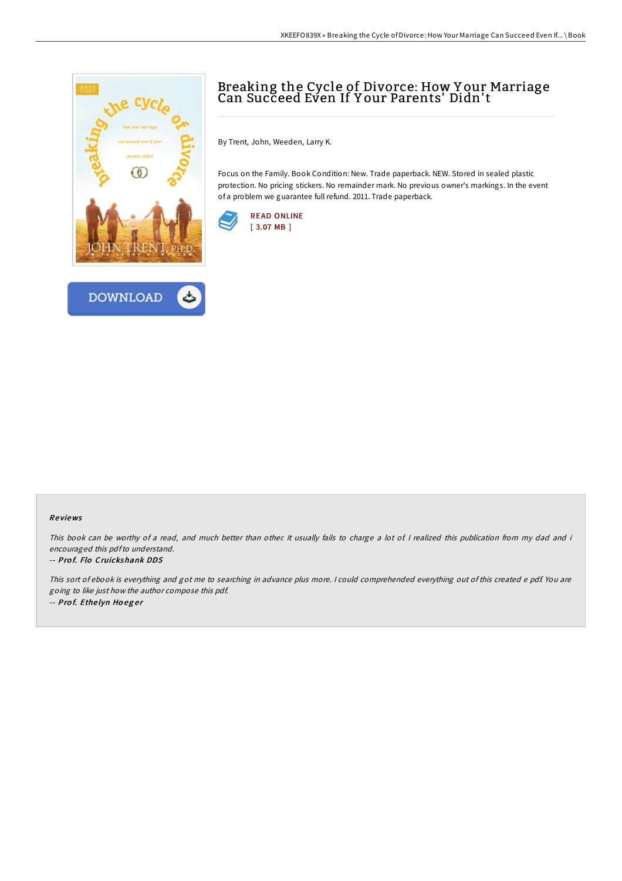# Breaking the Cycle of Divorce: How Your Marriage Can Succeed Even If Your Parents' Didn't

By Trent, John, Weeden, Larry K.

Focus on the Family. Book Condition: New. Trade paperback. NEW. Stored in sealed plastic protection. No pricing stickers. No remainder mark. No previous owner's markings. In the event of a problem we guarantee full refund. 2011. Trade paperback.

READ ONLINE
[ 3.07 MB ]

DOWNLOAD

### Reviews

*This book can be worthy of a read, and much better than other. It usually fails to charge a lot of. I realized this publication from my dad and i encouraged this pdf to understand.*

-- *Prof. Flo Cruickshank DDS*

*This sort of ebook is everything and got me to searching in advance plus more. I could comprehended everything out of this created e pdf. You are going to like just how the author compose this pdf.*

-- *Prof. Ethelyn Hoeger*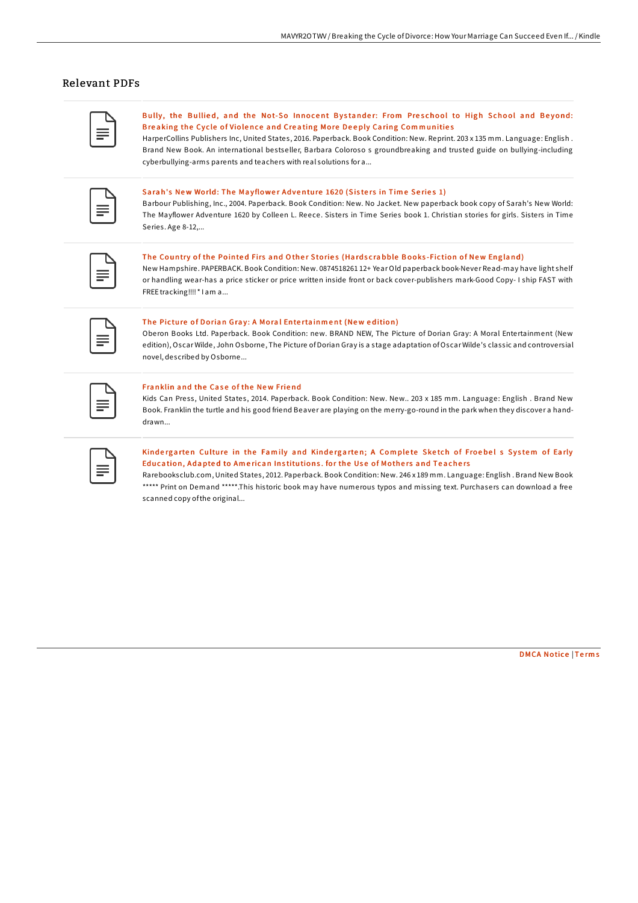## Relevant PDFs

**Bully, the Bullied, and the Not-So Innocent Bystander: From Preschool to High School and Beyond: Breaking the Cycle of Violence and Creating More Deeply Caring Communities**

HarperCollins Publishers Inc, United States, 2016. Paperback. Book Condition: New. Reprint. 203 x 135 mm. Language: English . Brand New Book. An international bestseller, Barbara Coloroso s groundbreaking and trusted guide on bullying-including cyberbullying-arms parents and teachers with real solutions for a...

**Sarah's New World: The Mayflower Adventure 1620 (Sisters in Time Series 1)**

Barbour Publishing, Inc., 2004. Paperback. Book Condition: New. No Jacket. New paperback book copy of Sarah's New World: The Mayflower Adventure 1620 by Colleen L. Reece. Sisters in Time Series book 1. Christian stories for girls. Sisters in Time Series. Age 8-12,...

**The Country of the Pointed Firs and Other Stories (Hardscrabble Books-Fiction of New England)**

New Hampshire. PAPERBACK. Book Condition: New. 0874518261 12+ Year Old paperback book-Never Read-may have light shelf or handling wear-has a price sticker or price written inside front or back cover-publishers mark-Good Copy- I ship FAST with FREE tracking!!!! * I am a...

**The Picture of Dorian Gray: A Moral Entertainment (New edition)**

Oberon Books Ltd. Paperback. Book Condition: new. BRAND NEW, The Picture of Dorian Gray: A Moral Entertainment (New edition), Oscar Wilde, John Osborne, The Picture of Dorian Gray is a stage adaptation of Oscar Wilde's classic and controversial novel, described by Osborne...

**Franklin and the Case of the New Friend**

Kids Can Press, United States, 2014. Paperback. Book Condition: New. New.. 203 x 185 mm. Language: English . Brand New Book. Franklin the turtle and his good friend Beaver are playing on the merry-go-round in the park when they discover a hand-drawn...

**Kindergarten Culture in the Family and Kindergarten; A Complete Sketch of Froebel s System of Early Education, Adapted to American Institutions. for the Use of Mothers and Teachers**

Rarebooksclub.com, United States, 2012. Paperback. Book Condition: New. 246 x 189 mm. Language: English . Brand New Book ***** Print on Demand *****.This historic book may have numerous typos and missing text. Purchasers can download a free scanned copy of the original...

DMCA Notice | Terms